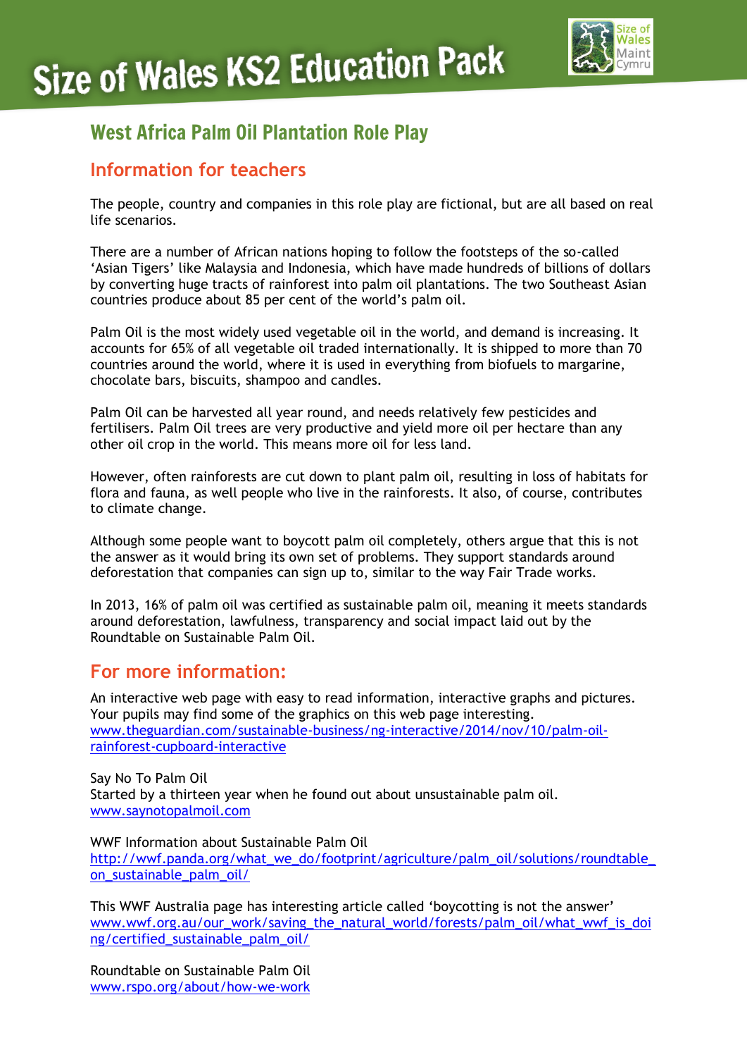# Size of Wales KS2 Education Pack

## West Africa Palm Oil Plantation Role Play

### Information for teachers

The people, country and companies in this role play are fictional, but are all based on real life scenarios.

There are a number of African nations hoping to follow the footsteps of the so-called 'Asian Tigers' like Malaysia and Indonesia, which have made hundreds of billions of dollars by converting huge tracts of rainforest into palm oil plantations. The two Southeast Asian countries produce about 85 per cent of the world's palm oil.

Palm Oil is the most widely used vegetable oil in the world, and demand is increasing. It accounts for 65% of all vegetable oil traded internationally. It is shipped to more than 70 countries around the world, where it is used in everything from biofuels to margarine, chocolate bars, biscuits, shampoo and candles.

Palm Oil can be harvested all year round, and needs relatively few pesticides and fertilisers. Palm Oil trees are very productive and yield more oil per hectare than any other oil crop in the world. This means more oil for less land.

However, often rainforests are cut down to plant palm oil, resulting in loss of habitats for flora and fauna, as well people who live in the rainforests. It also, of course, contributes to climate change.

Although some people want to boycott palm oil completely, others argue that this is not the answer as it would bring its own set of problems. They support standards around deforestation that companies can sign up to, similar to the way Fair Trade works.

In 2013, 16% of palm oil was certified as sustainable palm oil, meaning it meets standards around deforestation, lawfulness, transparency and social impact laid out by the Roundtable on Sustainable Palm Oil.

### For more information:

An interactive web page with easy to read information, interactive graphs and pictures. Your pupils may find some of the graphics on this web page interesting.
[www.theguardian.com/sustainable-business/ng-interactive/2014/nov/10/palm-oil-rainforest-cupboard-interactive](www.theguardian.com/sustainable-business/ng-interactive/2014/nov/10/palm-oil-rainforest-cupboard-interactive)

Say No To Palm Oil
Started by a thirteen year when he found out about unsustainable palm oil.
[www.saynotopalmoil.com](www.saynotopalmoil.com)

WWF Information about Sustainable Palm Oil
[http://wwf.panda.org/what_we_do/footprint/agriculture/palm_oil/solutions/roundtable_on_sustainable_palm_oil/](http://wwf.panda.org/what_we_do/footprint/agriculture/palm_oil/solutions/roundtable_on_sustainable_palm_oil/)

This WWF Australia page has interesting article called 'boycotting is not the answer'
[www.wwf.org.au/our_work/saving_the_natural_world/forests/palm_oil/what_wwf_is_doing/certified_sustainable_palm_oil/](www.wwf.org.au/our_work/saving_the_natural_world/forests/palm_oil/what_wwf_is_doing/certified_sustainable_palm_oil/)

Roundtable on Sustainable Palm Oil
[www.rspo.org/about/how-we-work](www.rspo.org/about/how-we-work)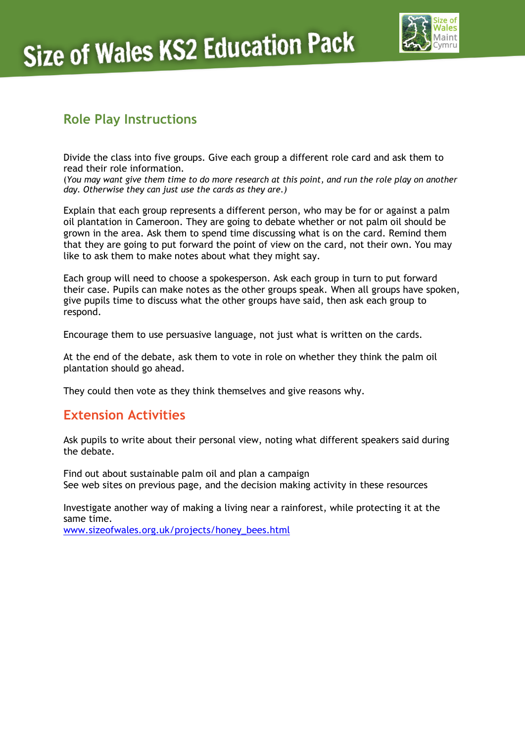## Role Play Instructions

Divide the class into five groups. Give each group a different role card and ask them to read their role information.
*(You may want give them time to do more research at this point, and run the role play on another day. Otherwise they can just use the cards as they are.)*

Explain that each group represents a different person, who may be for or against a palm oil plantation in Cameroon. They are going to debate whether or not palm oil should be grown in the area. Ask them to spend time discussing what is on the card. Remind them that they are going to put forward the point of view on the card, not their own. You may like to ask them to make notes about what they might say.

Each group will need to choose a spokesperson. Ask each group in turn to put forward their case. Pupils can make notes as the other groups speak. When all groups have spoken, give pupils time to discuss what the other groups have said, then ask each group to respond.

Encourage them to use persuasive language, not just what is written on the cards.

At the end of the debate, ask them to vote in role on whether they think the palm oil plantation should go ahead.

They could then vote as they think themselves and give reasons why.

## Extension Activities

Ask pupils to write about their personal view, noting what different speakers said during the debate.

Find out about sustainable palm oil and plan a campaign
See web sites on previous page, and the decision making activity in these resources

Investigate another way of making a living near a rainforest, while protecting it at the same time.
[www.sizeofwales.org.uk/projects/honey_bees.html](www.sizeofwales.org.uk/projects/honey_bees.html)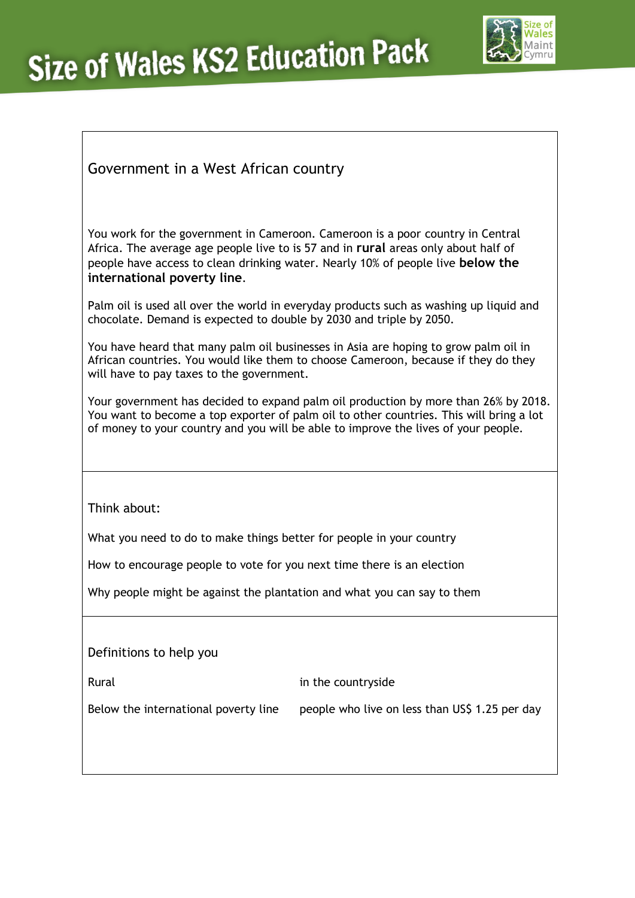## Government in a West African country

You work for the government in Cameroon. Cameroon is a poor country in Central Africa. The average age people live to is 57 and in **rural** areas only about half of people have access to clean drinking water. Nearly 10% of people live **below the international poverty line**.

Palm oil is used all over the world in everyday products such as washing up liquid and chocolate. Demand is expected to double by 2030 and triple by 2050.

You have heard that many palm oil businesses in Asia are hoping to grow palm oil in African countries. You would like them to choose Cameroon, because if they do they will have to pay taxes to the government.

Your government has decided to expand palm oil production by more than 26% by 2018. You want to become a top exporter of palm oil to other countries. This will bring a lot of money to your country and you will be able to improve the lives of your people.

### Think about:

What you need to do to make things better for people in your country

How to encourage people to vote for you next time there is an election

Why people might be against the plantation and what you can say to them

### Definitions to help you

| | |
|---|---|
| Rural | in the countryside |
| Below the international poverty line | people who live on less than US$ 1.25 per day |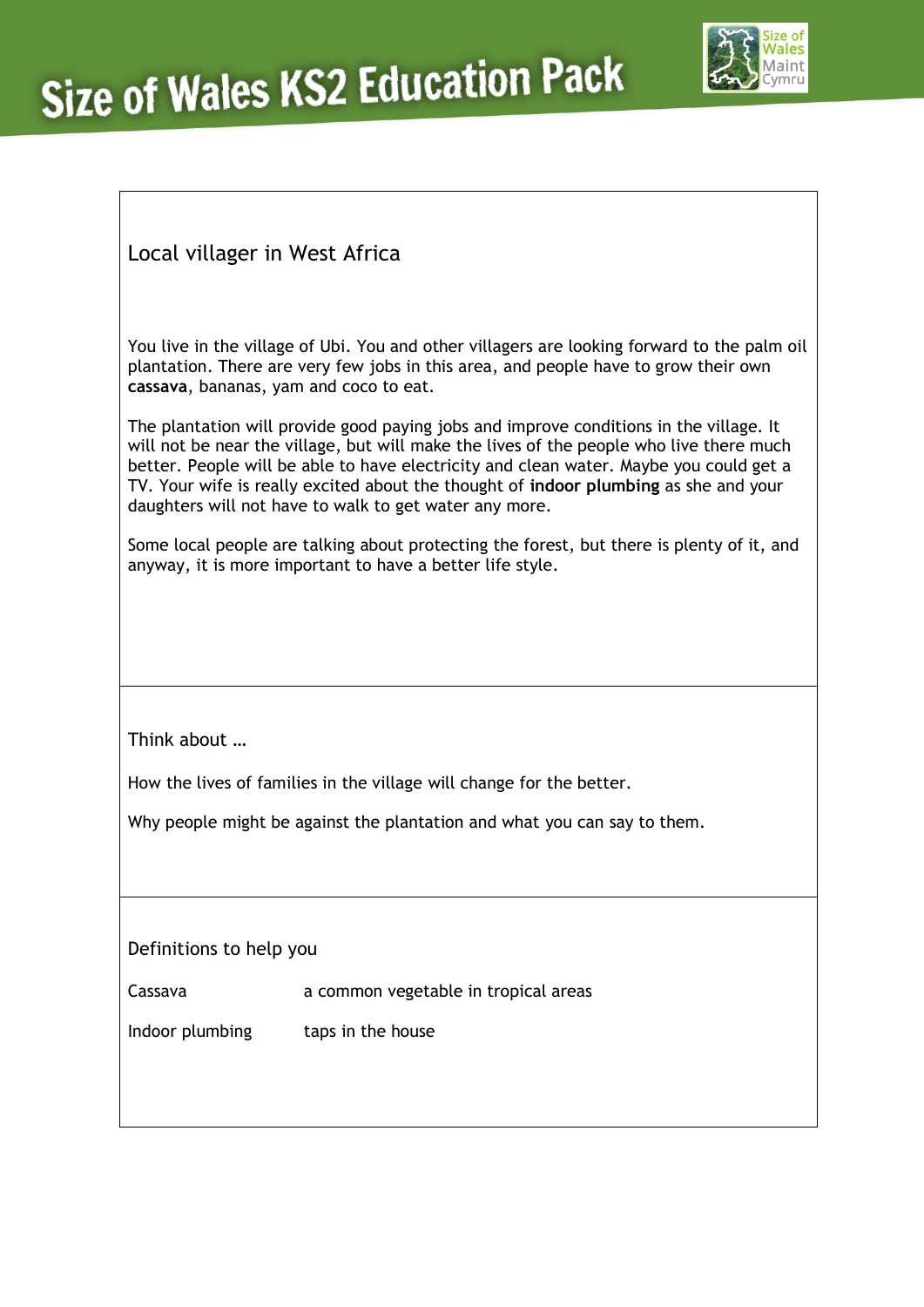## Local villager in West Africa

You live in the village of Ubi. You and other villagers are looking forward to the palm oil plantation. There are very few jobs in this area, and people have to grow their own **cassava**, bananas, yam and coco to eat.

The plantation will provide good paying jobs and improve conditions in the village. It will not be near the village, but will make the lives of the people who live there much better. People will be able to have electricity and clean water. Maybe you could get a TV. Your wife is really excited about the thought of **indoor plumbing** as she and your daughters will not have to walk to get water any more.

Some local people are talking about protecting the forest, but there is plenty of it, and anyway, it is more important to have a better life style.

### Think about …

How the lives of families in the village will change for the better.

Why people might be against the plantation and what you can say to them.

### Definitions to help you

| | |
|---|---|
| Cassava | a common vegetable in tropical areas |
| Indoor plumbing | taps in the house |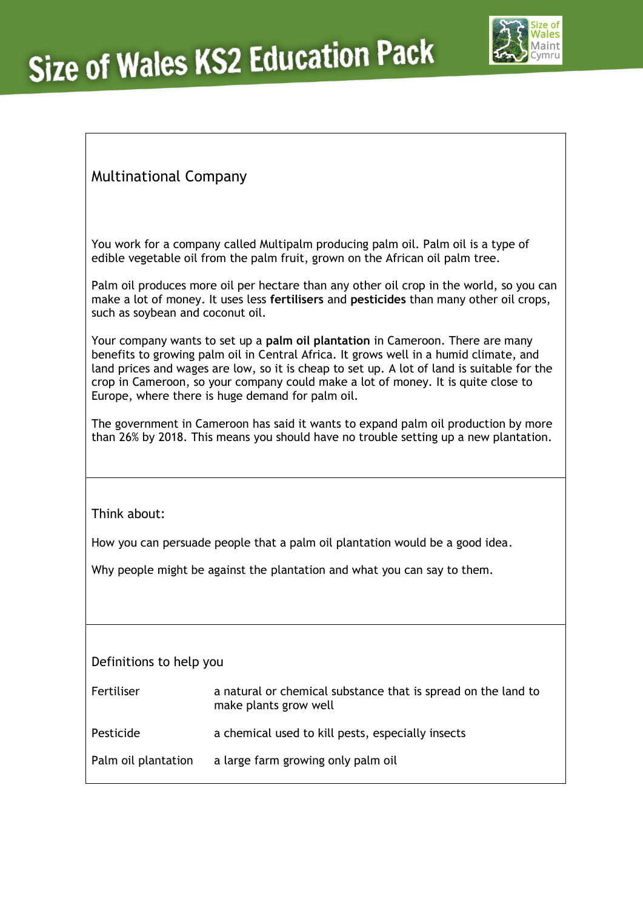## Multinational Company

You work for a company called Multipalm producing palm oil. Palm oil is a type of edible vegetable oil from the palm fruit, grown on the African oil palm tree.

Palm oil produces more oil per hectare than any other oil crop in the world, so you can make a lot of money. It uses less **fertilisers** and **pesticides** than many other oil crops, such as soybean and coconut oil.

Your company wants to set up a **palm oil plantation** in Cameroon. There are many benefits to growing palm oil in Central Africa. It grows well in a humid climate, and land prices and wages are low, so it is cheap to set up. A lot of land is suitable for the crop in Cameroon, so your company could make a lot of money. It is quite close to Europe, where there is huge demand for palm oil.

The government in Cameroon has said it wants to expand palm oil production by more than 26% by 2018. This means you should have no trouble setting up a new plantation.

Think about:

How you can persuade people that a palm oil plantation would be a good idea.

Why people might be against the plantation and what you can say to them.

Definitions to help you

| | |
|---|---|
| Fertiliser | a natural or chemical substance that is spread on the land to make plants grow well |
| Pesticide | a chemical used to kill pests, especially insects |
| Palm oil plantation | a large farm growing only palm oil |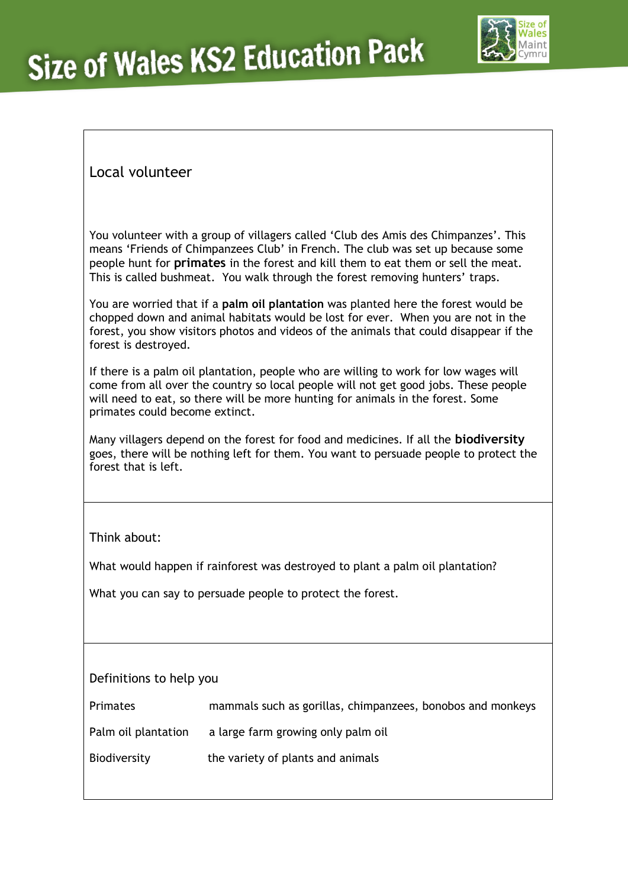## Local volunteer

You volunteer with a group of villagers called 'Club des Amis des Chimpanzes'. This means 'Friends of Chimpanzees Club' in French. The club was set up because some people hunt for **primates** in the forest and kill them to eat them or sell the meat. This is called bushmeat. You walk through the forest removing hunters' traps.

You are worried that if a **palm oil plantation** was planted here the forest would be chopped down and animal habitats would be lost for ever. When you are not in the forest, you show visitors photos and videos of the animals that could disappear if the forest is destroyed.

If there is a palm oil plantation, people who are willing to work for low wages will come from all over the country so local people will not get good jobs. These people will need to eat, so there will be more hunting for animals in the forest. Some primates could become extinct.

Many villagers depend on the forest for food and medicines. If all the **biodiversity** goes, there will be nothing left for them. You want to persuade people to protect the forest that is left.

### Think about:

What would happen if rainforest was destroyed to plant a palm oil plantation?

What you can say to persuade people to protect the forest.

### Definitions to help you

| | |
|---|---|
| Primates | mammals such as gorillas, chimpanzees, bonobos and monkeys |
| Palm oil plantation | a large farm growing only palm oil |
| Biodiversity | the variety of plants and animals |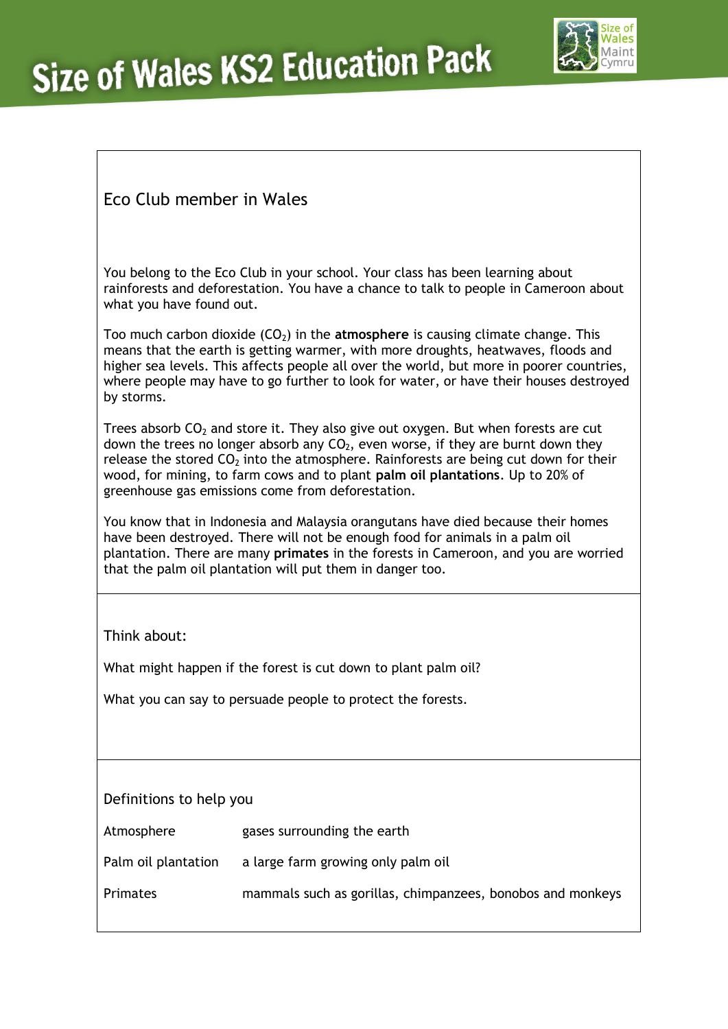## Eco Club member in Wales

You belong to the Eco Club in your school. Your class has been learning about rainforests and deforestation. You have a chance to talk to people in Cameroon about what you have found out.

Too much carbon dioxide ($CO_2$) in the **atmosphere** is causing climate change. This means that the earth is getting warmer, with more droughts, heatwaves, floods and higher sea levels. This affects people all over the world, but more in poorer countries, where people may have to go further to look for water, or have their houses destroyed by storms.

Trees absorb $CO_2$ and store it. They also give out oxygen. But when forests are cut down the trees no longer absorb any $CO_2$, even worse, if they are burnt down they release the stored $CO_2$ into the atmosphere. Rainforests are being cut down for their wood, for mining, to farm cows and to plant **palm oil plantations**. Up to 20% of greenhouse gas emissions come from deforestation.

You know that in Indonesia and Malaysia orangutans have died because their homes have been destroyed. There will not be enough food for animals in a palm oil plantation. There are many **primates** in the forests in Cameroon, and you are worried that the palm oil plantation will put them in danger too.

### Think about:

What might happen if the forest is cut down to plant palm oil?

What you can say to persuade people to protect the forests.

### Definitions to help you

| | |
|---|---|
| Atmosphere | gases surrounding the earth |
| Palm oil plantation | a large farm growing only palm oil |
| Primates | mammals such as gorillas, chimpanzees, bonobos and monkeys |